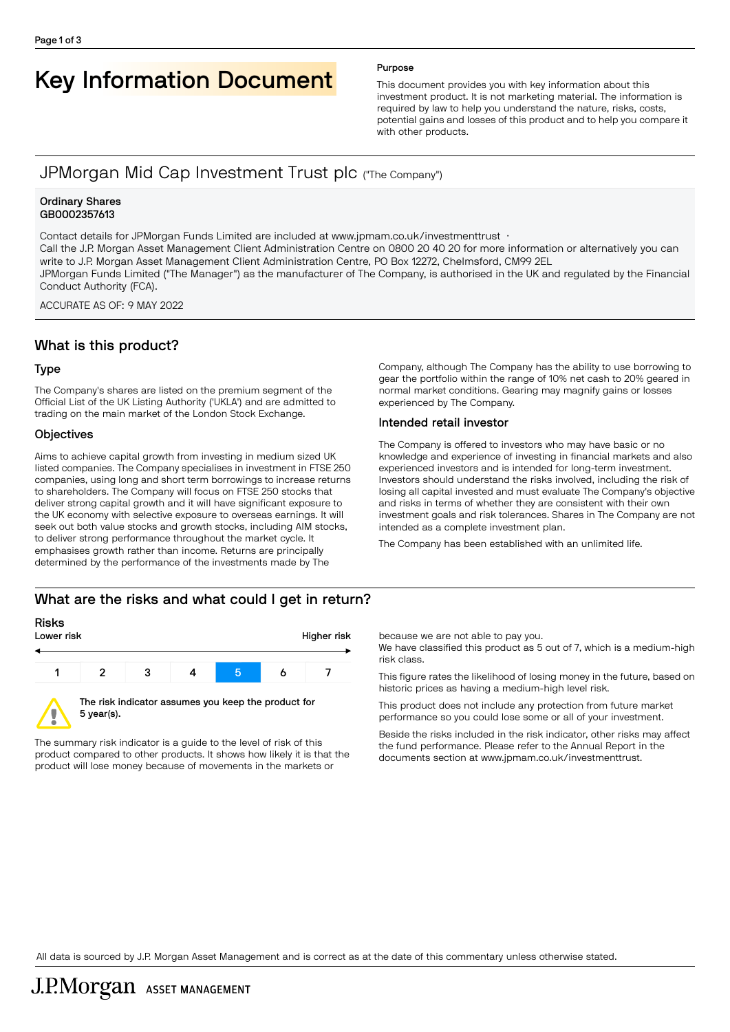# Key Information Document

**Purpose**

This document provides you with key information about this investment product. It is not marketing material. The information is required by law to help you understand the nature, risks, costs, potential gains and losses of this product and to help you compare it with other products.

## JPMorgan Mid Cap Investment Trust plc ("The Company")

**Ordinary Shares**
**GB0002357613**

Contact details for JPMorgan Funds Limited are included at www.jpmam.co.uk/investmenttrust ·
Call the J.P. Morgan Asset Management Client Administration Centre on 0800 20 40 20 for more information or alternatively you can write to J.P. Morgan Asset Management Client Administration Centre, PO Box 12272, Chelmsford, CM99 2EL
JPMorgan Funds Limited ("The Manager") as the manufacturer of The Company, is authorised in the UK and regulated by the Financial Conduct Authority (FCA).

ACCURATE AS OF: 9 MAY 2022

## What is this product?

### Type

The Company's shares are listed on the premium segment of the Official List of the UK Listing Authority ('UKLA') and are admitted to trading on the main market of the London Stock Exchange.

### Objectives

Aims to achieve capital growth from investing in medium sized UK listed companies. The Company specialises in investment in FTSE 250 companies, using long and short term borrowings to increase returns to shareholders. The Company will focus on FTSE 250 stocks that deliver strong capital growth and it will have significant exposure to the UK economy with selective exposure to overseas earnings. It will seek out both value stocks and growth stocks, including AIM stocks, to deliver strong performance throughout the market cycle. It emphasises growth rather than income. Returns are principally determined by the performance of the investments made by The Company, although The Company has the ability to use borrowing to gear the portfolio within the range of 10% net cash to 20% geared in normal market conditions. Gearing may magnify gains or losses experienced by The Company.

### Intended retail investor

The Company is offered to investors who may have basic or no knowledge and experience of investing in financial markets and also experienced investors and is intended for long-term investment. Investors should understand the risks involved, including the risk of losing all capital invested and must evaluate The Company's objective and risks in terms of whether they are consistent with their own investment goals and risk tolerances. Shares in The Company are not intended as a complete investment plan.

The Company has been established with an unlimited life.

## What are the risks and what could I get in return?

### Risks

Lower risk → Higher risk

| 1 | 2 | 3 | 4 | **5** | 6 | 7 |
|---|---|---|---|---|---|---|

**The risk indicator assumes you keep the product for 5 year(s).**

The summary risk indicator is a guide to the level of risk of this product compared to other products. It shows how likely it is that the product will lose money because of movements in the markets or because we are not able to pay you.
We have classified this product as 5 out of 7, which is a medium-high risk class.

This figure rates the likelihood of losing money in the future, based on historic prices as having a medium-high level risk.

This product does not include any protection from future market performance so you could lose some or all of your investment.

Beside the risks included in the risk indicator, other risks may affect the fund performance. Please refer to the Annual Report in the documents section at www.jpmam.co.uk/investmenttrust.

All data is sourced by J.P. Morgan Asset Management and is correct as at the date of this commentary unless otherwise stated.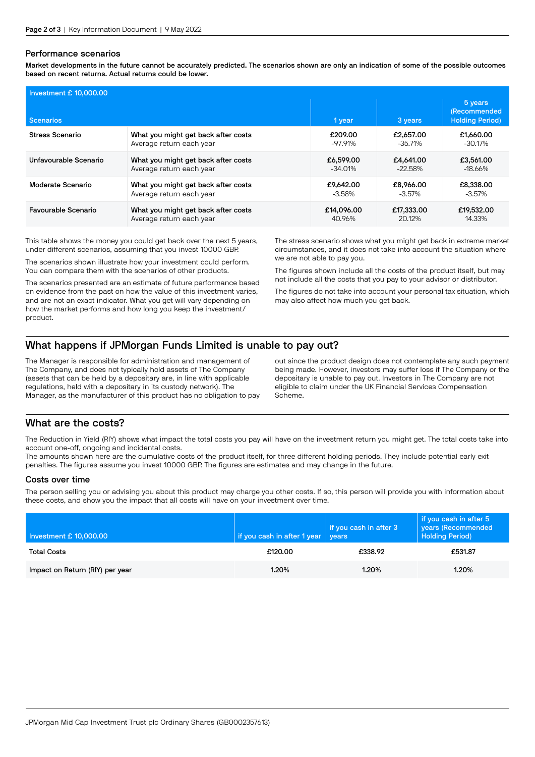## Performance scenarios

**Market developments in the future cannot be accurately predicted. The scenarios shown are only an indication of some of the possible outcomes based on recent returns. Actual returns could be lower.**

| Investment £ 10,000.00<br>Scenarios | | 1 year | 3 years | 5 years (Recommended Holding Period) |
|---|---|---|---|---|
| Stress Scenario | What you might get back after costs | £209.00 | £2,657.00 | £1,660.00 |
| | Average return each year | -97.91% | -35.71% | -30.17% |
| Unfavourable Scenario | What you might get back after costs | £6,599.00 | £4,641.00 | £3,561.00 |
| | Average return each year | -34.01% | -22.58% | -18.66% |
| Moderate Scenario | What you might get back after costs | £9,642.00 | £8,966.00 | £8,338.00 |
| | Average return each year | -3.58% | -3.57% | -3.57% |
| Favourable Scenario | What you might get back after costs | £14,096.00 | £17,333.00 | £19,532.00 |
| | Average return each year | 40.96% | 20.12% | 14.33% |

This table shows the money you could get back over the next 5 years, under different scenarios, assuming that you invest 10000 GBP.

The scenarios shown illustrate how your investment could perform. You can compare them with the scenarios of other products.

The scenarios presented are an estimate of future performance based on evidence from the past on how the value of this investment varies, and are not an exact indicator. What you get will vary depending on how the market performs and how long you keep the investment/ product.

The stress scenario shows what you might get back in extreme market circumstances, and it does not take into account the situation where we are not able to pay you.

The figures shown include all the costs of the product itself, but may not include all the costs that you pay to your advisor or distributor.

The figures do not take into account your personal tax situation, which may also affect how much you get back.

## What happens if JPMorgan Funds Limited is unable to pay out?

The Manager is responsible for administration and management of The Company, and does not typically hold assets of The Company (assets that can be held by a depositary are, in line with applicable regulations, held with a depositary in its custody network). The Manager, as the manufacturer of this product has no obligation to pay out since the product design does not contemplate any such payment being made. However, investors may suffer loss if The Company or the depositary is unable to pay out. Investors in The Company are not eligible to claim under the UK Financial Services Compensation Scheme.

## What are the costs?

The Reduction in Yield (RIY) shows what impact the total costs you pay will have on the investment return you might get. The total costs take into account one-off, ongoing and incidental costs.
The amounts shown here are the cumulative costs of the product itself, for three different holding periods. They include potential early exit penalties. The figures assume you invest 10000 GBP. The figures are estimates and may change in the future.

### Costs over time

The person selling you or advising you about this product may charge you other costs. If so, this person will provide you with information about these costs, and show you the impact that all costs will have on your investment over time.

| Investment £ 10,000.00 | if you cash in after 1 year | if you cash in after 3 years | if you cash in after 5 years (Recommended Holding Period) |
|---|---|---|---|
| Total Costs | £120.00 | £338.92 | £531.87 |
| Impact on Return (RIY) per year | 1.20% | 1.20% | 1.20% |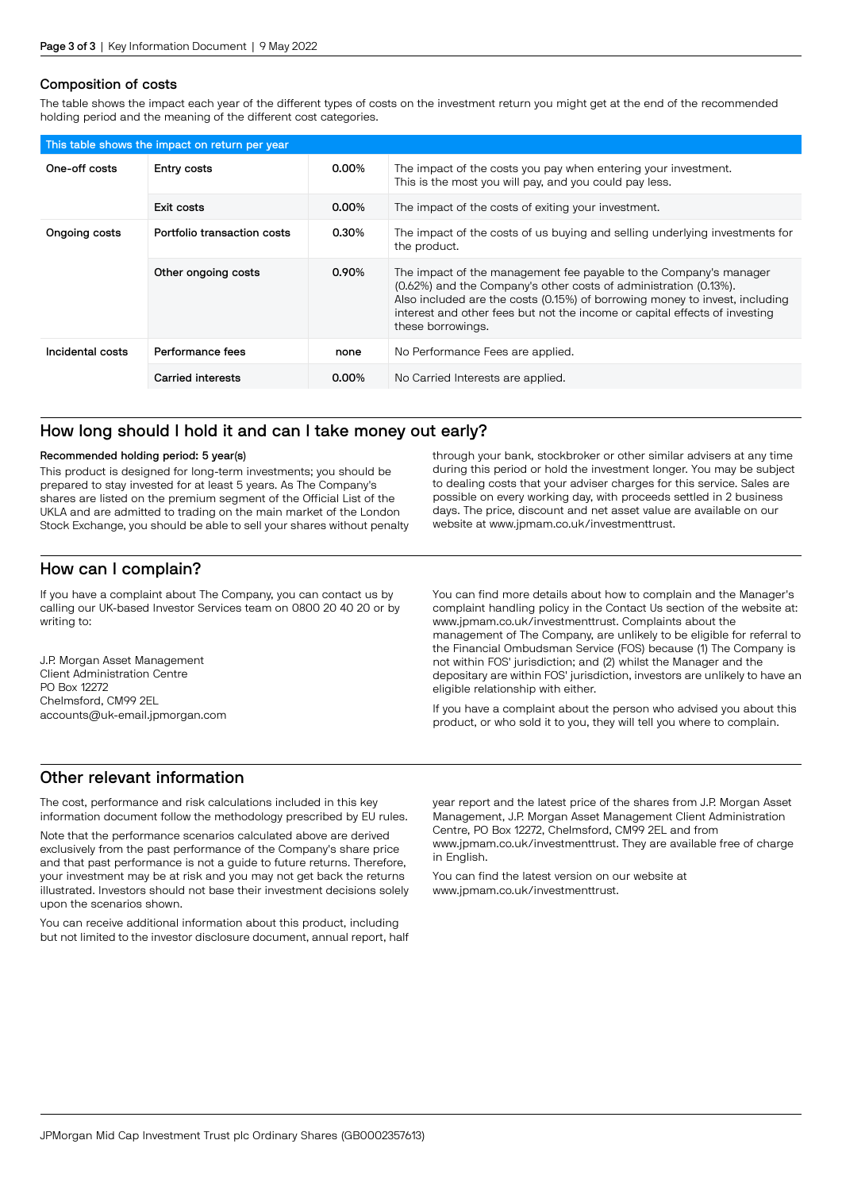### Composition of costs

The table shows the impact each year of the different types of costs on the investment return you might get at the end of the recommended holding period and the meaning of the different cost categories.

| This table shows the impact on return per year | | | |
|---|---|---|---|
| One-off costs | Entry costs | 0.00% | The impact of the costs you pay when entering your investment. This is the most you will pay, and you could pay less. |
| | Exit costs | 0.00% | The impact of the costs of exiting your investment. |
| Ongoing costs | Portfolio transaction costs | 0.30% | The impact of the costs of us buying and selling underlying investments for the product. |
| | Other ongoing costs | 0.90% | The impact of the management fee payable to the Company's manager (0.62%) and the Company's other costs of administration (0.13%). Also included are the costs (0.15%) of borrowing money to invest, including interest and other fees but not the income or capital effects of investing these borrowings. |
| Incidental costs | Performance fees | none | No Performance Fees are applied. |
| | Carried interests | 0.00% | No Carried Interests are applied. |

## How long should I hold it and can I take money out early?

**Recommended holding period: 5 year(s)**

This product is designed for long-term investments; you should be prepared to stay invested for at least 5 years. As The Company's shares are listed on the premium segment of the Official List of the UKLA and are admitted to trading on the main market of the London Stock Exchange, you should be able to sell your shares without penalty through your bank, stockbroker or other similar advisers at any time during this period or hold the investment longer. You may be subject to dealing costs that your adviser charges for this service. Sales are possible on every working day, with proceeds settled in 2 business days. The price, discount and net asset value are available on our website at www.jpmam.co.uk/investmenttrust.

## How can I complain?

If you have a complaint about The Company, you can contact us by calling our UK-based Investor Services team on 0800 20 40 20 or by writing to:

J.P. Morgan Asset Management
Client Administration Centre
PO Box 12272
Chelmsford, CM99 2EL
accounts@uk-email.jpmorgan.com

You can find more details about how to complain and the Manager's complaint handling policy in the Contact Us section of the website at: www.jpmam.co.uk/investmenttrust. Complaints about the management of The Company, are unlikely to be eligible for referral to the Financial Ombudsman Service (FOS) because (1) The Company is not within FOS' jurisdiction; and (2) whilst the Manager and the depositary are within FOS' jurisdiction, investors are unlikely to have an eligible relationship with either.

If you have a complaint about the person who advised you about this product, or who sold it to you, they will tell you where to complain.

## Other relevant information

The cost, performance and risk calculations included in this key information document follow the methodology prescribed by EU rules.

Note that the performance scenarios calculated above are derived exclusively from the past performance of the Company's share price and that past performance is not a guide to future returns. Therefore, your investment may be at risk and you may not get back the returns illustrated. Investors should not base their investment decisions solely upon the scenarios shown.

You can receive additional information about this product, including but not limited to the investor disclosure document, annual report, half year report and the latest price of the shares from J.P. Morgan Asset Management, J.P. Morgan Asset Management Client Administration Centre, PO Box 12272, Chelmsford, CM99 2EL and from www.jpmam.co.uk/investmenttrust. They are available free of charge in English.

You can find the latest version on our website at www.jpmam.co.uk/investmenttrust.